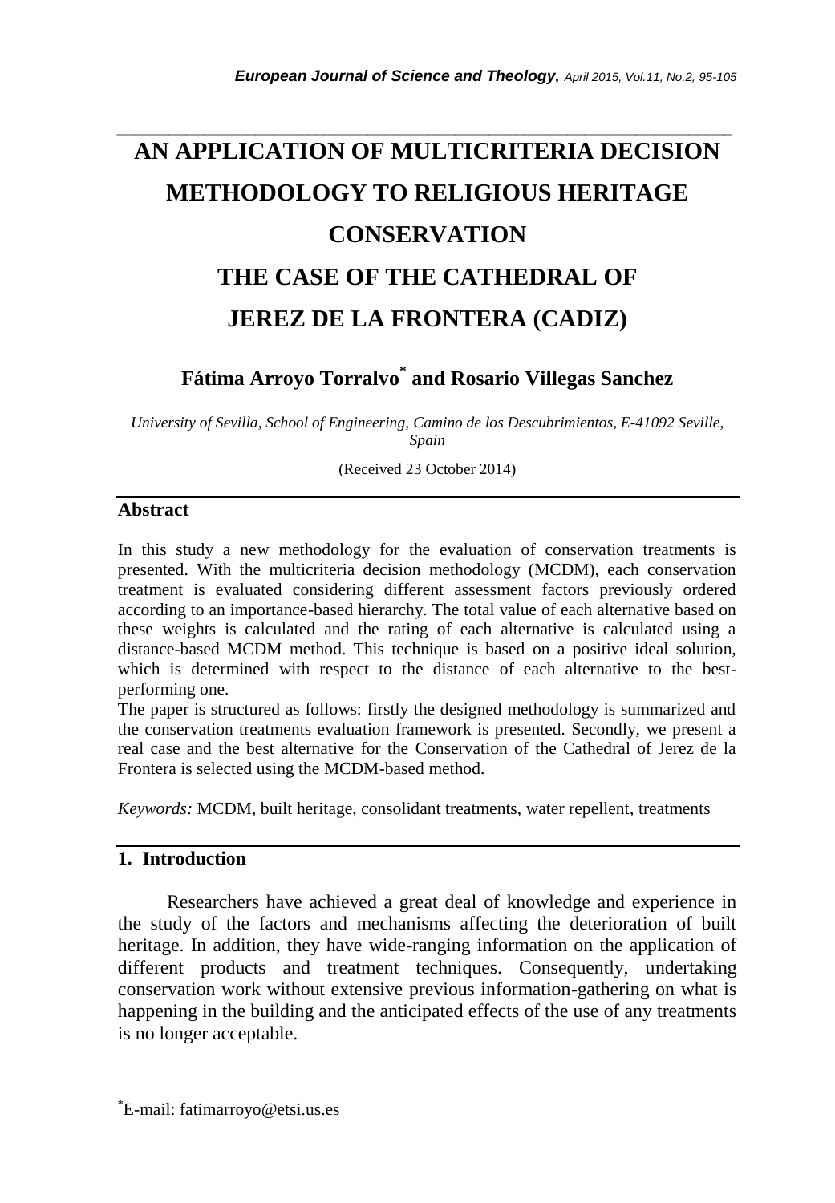# AN APPLICATION OF MULTICRITERIA DECISION METHODOLOGY TO RELIGIOUS HERITAGE CONSERVATION
# THE CASE OF THE CATHEDRAL OF JEREZ DE LA FRONTERA (CADIZ)

**Fátima Arroyo Torralvo[*] and Rosario Villegas Sanchez**

*University of Sevilla, School of Engineering, Camino de los Descubrimientos, E-41092 Seville, Spain*

(Received 23 October 2014)

## Abstract

In this study a new methodology for the evaluation of conservation treatments is presented. With the multicriteria decision methodology (MCDM), each conservation treatment is evaluated considering different assessment factors previously ordered according to an importance-based hierarchy. The total value of each alternative based on these weights is calculated and the rating of each alternative is calculated using a distance-based MCDM method. This technique is based on a positive ideal solution, which is determined with respect to the distance of each alternative to the best-performing one.

The paper is structured as follows: firstly the designed methodology is summarized and the conservation treatments evaluation framework is presented. Secondly, we present a real case and the best alternative for the Conservation of the Cathedral of Jerez de la Frontera is selected using the MCDM-based method.

*Keywords:* MCDM, built heritage, consolidant treatments, water repellent, treatments

## 1. Introduction

Researchers have achieved a great deal of knowledge and experience in the study of the factors and mechanisms affecting the deterioration of built heritage. In addition, they have wide-ranging information on the application of different products and treatment techniques. Consequently, undertaking conservation work without extensive previous information-gathering on what is happening in the building and the anticipated effects of the use of any treatments is no longer acceptable.

[*]E-mail: fatimarroyo@etsi.us.es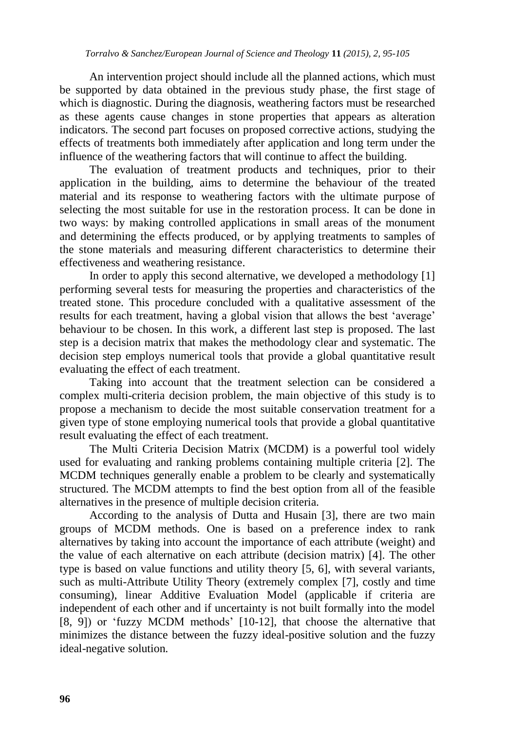An intervention project should include all the planned actions, which must be supported by data obtained in the previous study phase, the first stage of which is diagnostic. During the diagnosis, weathering factors must be researched as these agents cause changes in stone properties that appears as alteration indicators. The second part focuses on proposed corrective actions, studying the effects of treatments both immediately after application and long term under the influence of the weathering factors that will continue to affect the building.

The evaluation of treatment products and techniques, prior to their application in the building, aims to determine the behaviour of the treated material and its response to weathering factors with the ultimate purpose of selecting the most suitable for use in the restoration process. It can be done in two ways: by making controlled applications in small areas of the monument and determining the effects produced, or by applying treatments to samples of the stone materials and measuring different characteristics to determine their effectiveness and weathering resistance.

In order to apply this second alternative, we developed a methodology [1] performing several tests for measuring the properties and characteristics of the treated stone. This procedure concluded with a qualitative assessment of the results for each treatment, having a global vision that allows the best 'average' behaviour to be chosen. In this work, a different last step is proposed. The last step is a decision matrix that makes the methodology clear and systematic. The decision step employs numerical tools that provide a global quantitative result evaluating the effect of each treatment.

Taking into account that the treatment selection can be considered a complex multi-criteria decision problem, the main objective of this study is to propose a mechanism to decide the most suitable conservation treatment for a given type of stone employing numerical tools that provide a global quantitative result evaluating the effect of each treatment.

The Multi Criteria Decision Matrix (MCDM) is a powerful tool widely used for evaluating and ranking problems containing multiple criteria [2]. The MCDM techniques generally enable a problem to be clearly and systematically structured. The MCDM attempts to find the best option from all of the feasible alternatives in the presence of multiple decision criteria.

According to the analysis of Dutta and Husain [3], there are two main groups of MCDM methods. One is based on a preference index to rank alternatives by taking into account the importance of each attribute (weight) and the value of each alternative on each attribute (decision matrix) [4]. The other type is based on value functions and utility theory [5, 6], with several variants, such as multi-Attribute Utility Theory (extremely complex [7], costly and time consuming), linear Additive Evaluation Model (applicable if criteria are independent of each other and if uncertainty is not built formally into the model [8, 9]) or 'fuzzy MCDM methods' [10-12], that choose the alternative that minimizes the distance between the fuzzy ideal-positive solution and the fuzzy ideal-negative solution.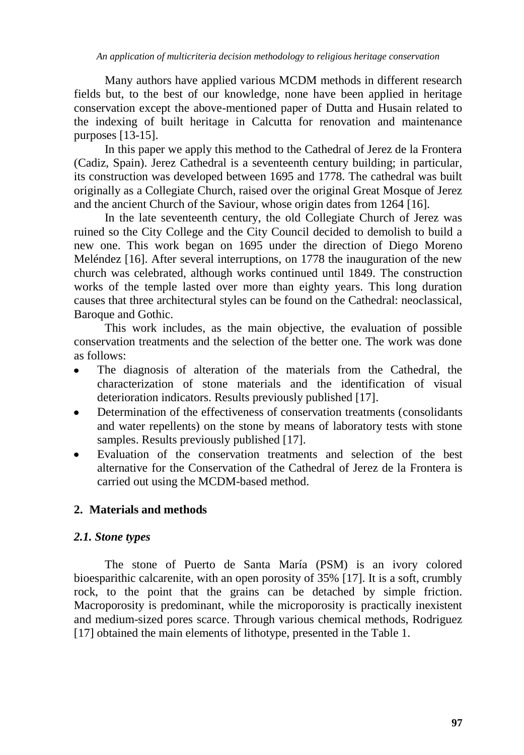Many authors have applied various MCDM methods in different research fields but, to the best of our knowledge, none have been applied in heritage conservation except the above-mentioned paper of Dutta and Husain related to the indexing of built heritage in Calcutta for renovation and maintenance purposes [13-15].

In this paper we apply this method to the Cathedral of Jerez de la Frontera (Cadiz, Spain). Jerez Cathedral is a seventeenth century building; in particular, its construction was developed between 1695 and 1778. The cathedral was built originally as a Collegiate Church, raised over the original Great Mosque of Jerez and the ancient Church of the Saviour, whose origin dates from 1264 [16].

In the late seventeenth century, the old Collegiate Church of Jerez was ruined so the City College and the City Council decided to demolish to build a new one. This work began on 1695 under the direction of Diego Moreno Meléndez [16]. After several interruptions, on 1778 the inauguration of the new church was celebrated, although works continued until 1849. The construction works of the temple lasted over more than eighty years. This long duration causes that three architectural styles can be found on the Cathedral: neoclassical, Baroque and Gothic.

This work includes, as the main objective, the evaluation of possible conservation treatments and the selection of the better one. The work was done as follows:

- The diagnosis of alteration of the materials from the Cathedral, the characterization of stone materials and the identification of visual deterioration indicators. Results previously published [17].
- Determination of the effectiveness of conservation treatments (consolidants and water repellents) on the stone by means of laboratory tests with stone samples. Results previously published [17].
- Evaluation of the conservation treatments and selection of the best alternative for the Conservation of the Cathedral of Jerez de la Frontera is carried out using the MCDM-based method.

## 2. Materials and methods

### *2.1. Stone types*

The stone of Puerto de Santa María (PSM) is an ivory colored bioesparithic calcarenite, with an open porosity of 35% [17]. It is a soft, crumbly rock, to the point that the grains can be detached by simple friction. Macroporosity is predominant, while the microporosity is practically inexistent and medium-sized pores scarce. Through various chemical methods, Rodriguez [17] obtained the main elements of lithotype, presented in the Table 1.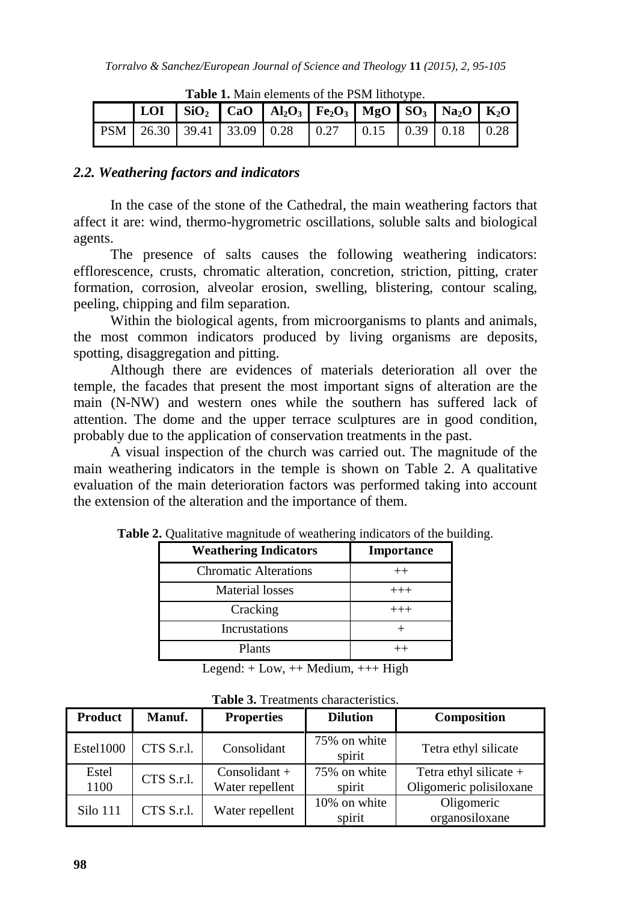**Table 1.** Main elements of the PSM lithotype.

| | LOI | $SiO_2$ | CaO | $Al_2O_3$ | $Fe_2O_3$ | MgO | $SO_3$ | $Na_2O$ | $K_2O$ |
|---|---|---|---|---|---|---|---|---|---|
| PSM | 26.30 | 39.41 | 33.09 | 0.28 | 0.27 | 0.15 | 0.39 | 0.18 | 0.28 |

### *2.2. Weathering factors and indicators*

In the case of the stone of the Cathedral, the main weathering factors that affect it are: wind, thermo-hygrometric oscillations, soluble salts and biological agents.

The presence of salts causes the following weathering indicators: efflorescence, crusts, chromatic alteration, concretion, striction, pitting, crater formation, corrosion, alveolar erosion, swelling, blistering, contour scaling, peeling, chipping and film separation.

Within the biological agents, from microorganisms to plants and animals, the most common indicators produced by living organisms are deposits, spotting, disaggregation and pitting.

Although there are evidences of materials deterioration all over the temple, the facades that present the most important signs of alteration are the main (N-NW) and western ones while the southern has suffered lack of attention. The dome and the upper terrace sculptures are in good condition, probably due to the application of conservation treatments in the past.

A visual inspection of the church was carried out. The magnitude of the main weathering indicators in the temple is shown on Table 2. A qualitative evaluation of the main deterioration factors was performed taking into account the extension of the alteration and the importance of them.

**Table 2.** Qualitative magnitude of weathering indicators of the building.

| Weathering Indicators | Importance |
|---|---|
| Chromatic Alterations | ++ |
| Material losses | +++ |
| Cracking | +++ |
| Incrustations | + |
| Plants | ++ |

Legend: + Low, ++ Medium, +++ High

**Table 3.** Treatments characteristics.

| Product | Manuf. | Properties | Dilution | Composition |
|---|---|---|---|---|
| Estel1000 | CTS S.r.l. | Consolidant | 75% on white spirit | Tetra ethyl silicate |
| Estel 1100 | CTS S.r.l. | Consolidant + Water repellent | 75% on white spirit | Tetra ethyl silicate + Oligomeric polisiloxane |
| Silo 111 | CTS S.r.l. | Water repellent | 10% on white spirit | Oligomeric organosiloxane |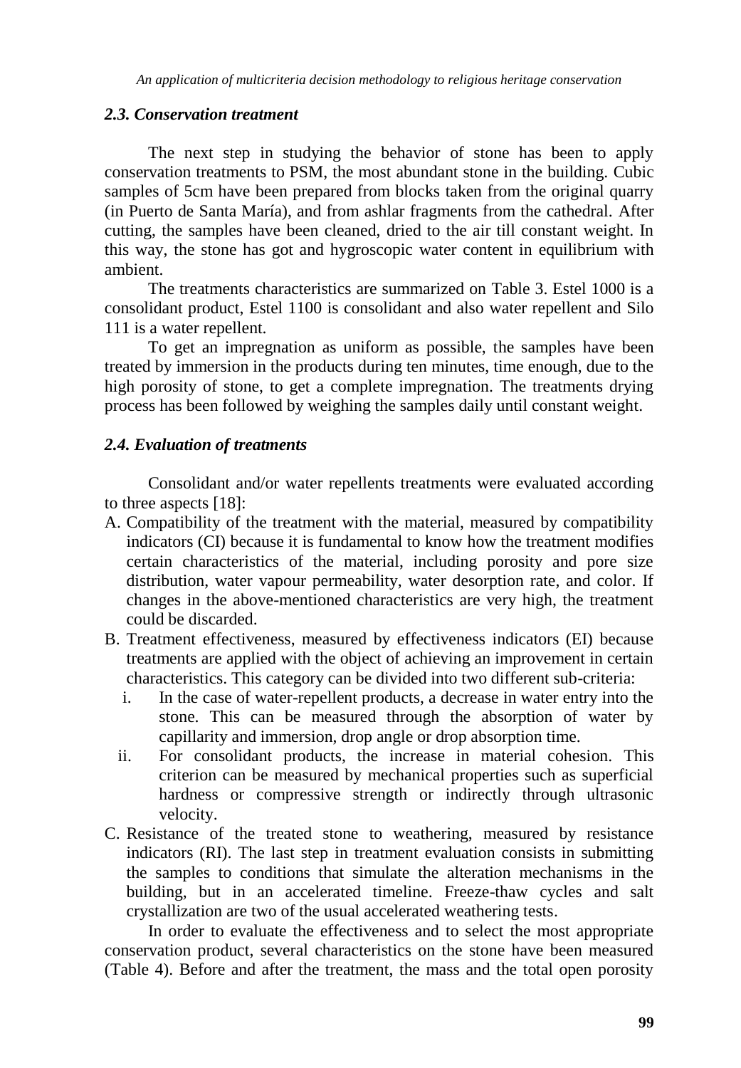### *2.3. Conservation treatment*

The next step in studying the behavior of stone has been to apply conservation treatments to PSM, the most abundant stone in the building. Cubic samples of 5cm have been prepared from blocks taken from the original quarry (in Puerto de Santa María), and from ashlar fragments from the cathedral. After cutting, the samples have been cleaned, dried to the air till constant weight. In this way, the stone has got and hygroscopic water content in equilibrium with ambient.

The treatments characteristics are summarized on Table 3. Estel 1000 is a consolidant product, Estel 1100 is consolidant and also water repellent and Silo 111 is a water repellent.

To get an impregnation as uniform as possible, the samples have been treated by immersion in the products during ten minutes, time enough, due to the high porosity of stone, to get a complete impregnation. The treatments drying process has been followed by weighing the samples daily until constant weight.

### *2.4. Evaluation of treatments*

Consolidant and/or water repellents treatments were evaluated according to three aspects [18]:

A. Compatibility of the treatment with the material, measured by compatibility indicators (CI) because it is fundamental to know how the treatment modifies certain characteristics of the material, including porosity and pore size distribution, water vapour permeability, water desorption rate, and color. If changes in the above-mentioned characteristics are very high, the treatment could be discarded.
B. Treatment effectiveness, measured by effectiveness indicators (EI) because treatments are applied with the object of achieving an improvement in certain characteristics. This category can be divided into two different sub-criteria:
   i. In the case of water-repellent products, a decrease in water entry into the stone. This can be measured through the absorption of water by capillarity and immersion, drop angle or drop absorption time.
   ii. For consolidant products, the increase in material cohesion. This criterion can be measured by mechanical properties such as superficial hardness or compressive strength or indirectly through ultrasonic velocity.
C. Resistance of the treated stone to weathering, measured by resistance indicators (RI). The last step in treatment evaluation consists in submitting the samples to conditions that simulate the alteration mechanisms in the building, but in an accelerated timeline. Freeze-thaw cycles and salt crystallization are two of the usual accelerated weathering tests.

In order to evaluate the effectiveness and to select the most appropriate conservation product, several characteristics on the stone have been measured (Table 4). Before and after the treatment, the mass and the total open porosity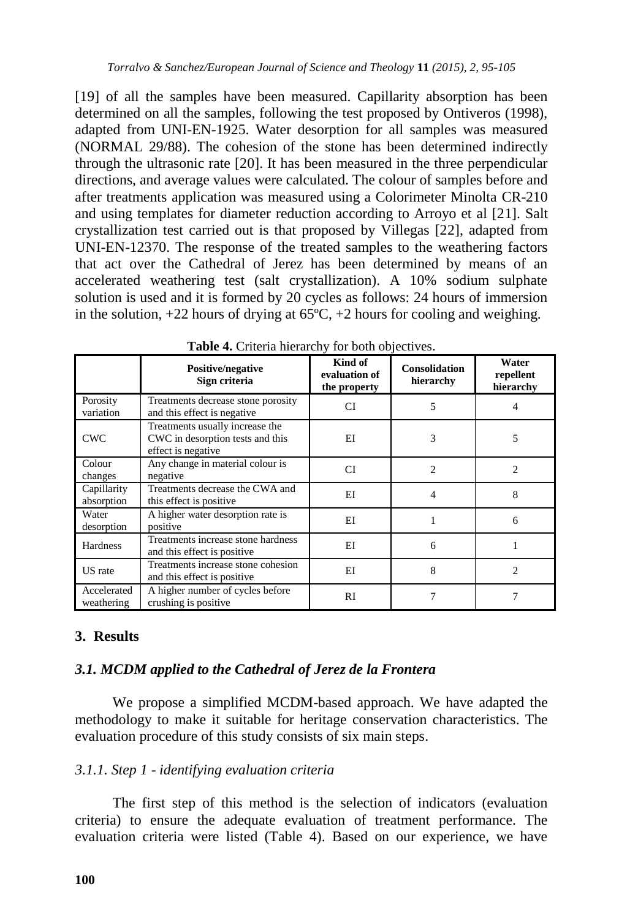[19] of all the samples have been measured. Capillarity absorption has been determined on all the samples, following the test proposed by Ontiveros (1998), adapted from UNI-EN-1925. Water desorption for all samples was measured (NORMAL 29/88). The cohesion of the stone has been determined indirectly through the ultrasonic rate [20]. It has been measured in the three perpendicular directions, and average values were calculated. The colour of samples before and after treatments application was measured using a Colorimeter Minolta CR-210 and using templates for diameter reduction according to Arroyo et al [21]. Salt crystallization test carried out is that proposed by Villegas [22], adapted from UNI-EN-12370. The response of the treated samples to the weathering factors that act over the Cathedral of Jerez has been determined by means of an accelerated weathering test (salt crystallization). A 10% sodium sulphate solution is used and it is formed by 20 cycles as follows: 24 hours of immersion in the solution, +22 hours of drying at 65ºC, +2 hours for cooling and weighing.

**Table 4.** Criteria hierarchy for both objectives.

| | Positive/negative Sign criteria | Kind of evaluation of the property | Consolidation hierarchy | Water repellent hierarchy |
|---|---|---|---|---|
| Porosity variation | Treatments decrease stone porosity and this effect is negative | CI | 5 | 4 |
| CWC | Treatments usually increase the CWC in desorption tests and this effect is negative | EI | 3 | 5 |
| Colour changes | Any change in material colour is negative | CI | 2 | 2 |
| Capillarity absorption | Treatments decrease the CWA and this effect is positive | EI | 4 | 8 |
| Water desorption | A higher water desorption rate is positive | EI | 1 | 6 |
| Hardness | Treatments increase stone hardness and this effect is positive | EI | 6 | 1 |
| US rate | Treatments increase stone cohesion and this effect is positive | EI | 8 | 2 |
| Accelerated weathering | A higher number of cycles before crushing is positive | RI | 7 | 7 |

## 3. Results

### *3.1. MCDM applied to the Cathedral of Jerez de la Frontera*

We propose a simplified MCDM-based approach. We have adapted the methodology to make it suitable for heritage conservation characteristics. The evaluation procedure of this study consists of six main steps.

#### *3.1.1. Step 1 - identifying evaluation criteria*

The first step of this method is the selection of indicators (evaluation criteria) to ensure the adequate evaluation of treatment performance. The evaluation criteria were listed (Table 4). Based on our experience, we have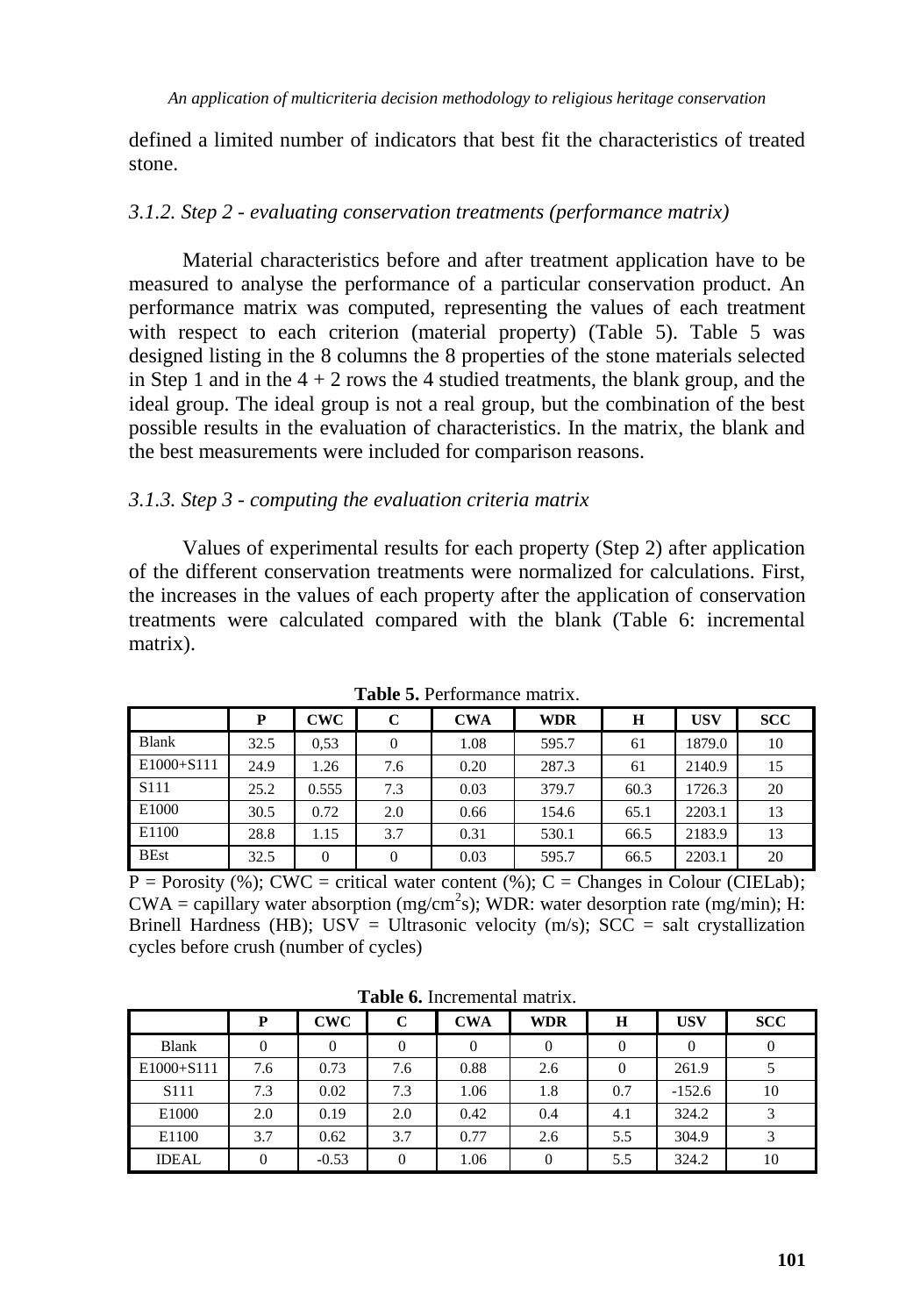defined a limited number of indicators that best fit the characteristics of treated stone.

### *3.1.2. Step 2 - evaluating conservation treatments (performance matrix)*

Material characteristics before and after treatment application have to be measured to analyse the performance of a particular conservation product. An performance matrix was computed, representing the values of each treatment with respect to each criterion (material property) (Table 5). Table 5 was designed listing in the 8 columns the 8 properties of the stone materials selected in Step 1 and in the 4 + 2 rows the 4 studied treatments, the blank group, and the ideal group. The ideal group is not a real group, but the combination of the best possible results in the evaluation of characteristics. In the matrix, the blank and the best measurements were included for comparison reasons.

### *3.1.3. Step 3 - computing the evaluation criteria matrix*

Values of experimental results for each property (Step 2) after application of the different conservation treatments were normalized for calculations. First, the increases in the values of each property after the application of conservation treatments were calculated compared with the blank (Table 6: incremental matrix).

**Table 5.** Performance matrix.

| | P | CWC | C | CWA | WDR | H | USV | SCC |
|---|---|---|---|---|---|---|---|---|
| Blank | 32.5 | 0,53 | 0 | 1.08 | 595.7 | 61 | 1879.0 | 10 |
| E1000+S111 | 24.9 | 1.26 | 7.6 | 0.20 | 287.3 | 61 | 2140.9 | 15 |
| S111 | 25.2 | 0.555 | 7.3 | 0.03 | 379.7 | 60.3 | 1726.3 | 20 |
| E1000 | 30.5 | 0.72 | 2.0 | 0.66 | 154.6 | 65.1 | 2203.1 | 13 |
| E1100 | 28.8 | 1.15 | 3.7 | 0.31 | 530.1 | 66.5 | 2183.9 | 13 |
| BEst | 32.5 | 0 | 0 | 0.03 | 595.7 | 66.5 | 2203.1 | 20 |

P = Porosity (%); CWC = critical water content (%); C = Changes in Colour (CIELab); CWA = capillary water absorption ($mg/cm^2s$); WDR: water desorption rate (mg/min); H: Brinell Hardness (HB); USV = Ultrasonic velocity (m/s); SCC = salt crystallization cycles before crush (number of cycles)

**Table 6.** Incremental matrix.

| | P | CWC | C | CWA | WDR | H | USV | SCC |
|---|---|---|---|---|---|---|---|---|
| Blank | 0 | 0 | 0 | 0 | 0 | 0 | 0 | 0 |
| E1000+S111 | 7.6 | 0.73 | 7.6 | 0.88 | 2.6 | 0 | 261.9 | 5 |
| S111 | 7.3 | 0.02 | 7.3 | 1.06 | 1.8 | 0.7 | -152.6 | 10 |
| E1000 | 2.0 | 0.19 | 2.0 | 0.42 | 0.4 | 4.1 | 324.2 | 3 |
| E1100 | 3.7 | 0.62 | 3.7 | 0.77 | 2.6 | 5.5 | 304.9 | 3 |
| IDEAL | 0 | -0.53 | 0 | 1.06 | 0 | 5.5 | 324.2 | 10 |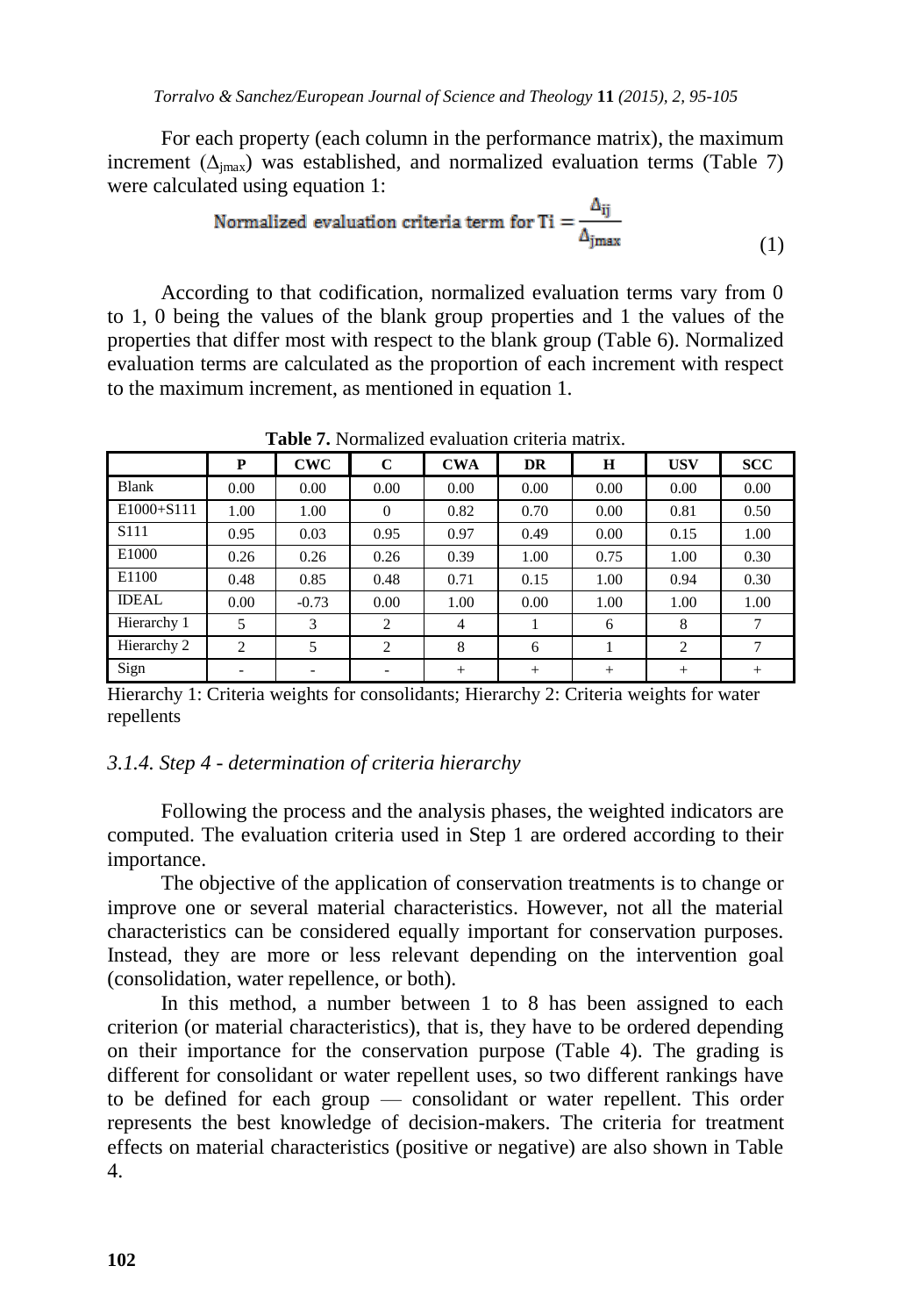For each property (each column in the performance matrix), the maximum increment ($\Delta_{jmax}$) was established, and normalized evaluation terms (Table 7) were calculated using equation 1:

$$\text{Normalized evaluation criteria term for Ti} = \frac{\Delta_{ij}}{\Delta_{jmax}} \tag{1}$$

According to that codification, normalized evaluation terms vary from 0 to 1, 0 being the values of the blank group properties and 1 the values of the properties that differ most with respect to the blank group (Table 6). Normalized evaluation terms are calculated as the proportion of each increment with respect to the maximum increment, as mentioned in equation 1.

**Table 7.** Normalized evaluation criteria matrix.

| | P | CWC | C | CWA | DR | H | USV | SCC |
|---|---|---|---|---|---|---|---|---|
| Blank | 0.00 | 0.00 | 0.00 | 0.00 | 0.00 | 0.00 | 0.00 | 0.00 |
| E1000+S111 | 1.00 | 1.00 | 0 | 0.82 | 0.70 | 0.00 | 0.81 | 0.50 |
| S111 | 0.95 | 0.03 | 0.95 | 0.97 | 0.49 | 0.00 | 0.15 | 1.00 |
| E1000 | 0.26 | 0.26 | 0.26 | 0.39 | 1.00 | 0.75 | 1.00 | 0.30 |
| E1100 | 0.48 | 0.85 | 0.48 | 0.71 | 0.15 | 1.00 | 0.94 | 0.30 |
| IDEAL | 0.00 | -0.73 | 0.00 | 1.00 | 0.00 | 1.00 | 1.00 | 1.00 |
| Hierarchy 1 | 5 | 3 | 2 | 4 | 1 | 6 | 8 | 7 |
| Hierarchy 2 | 2 | 5 | 2 | 8 | 6 | 1 | 2 | 7 |
| Sign | - | - | - | + | + | + | + | + |

Hierarchy 1: Criteria weights for consolidants; Hierarchy 2: Criteria weights for water repellents

### *3.1.4. Step 4 - determination of criteria hierarchy*

Following the process and the analysis phases, the weighted indicators are computed. The evaluation criteria used in Step 1 are ordered according to their importance.

The objective of the application of conservation treatments is to change or improve one or several material characteristics. However, not all the material characteristics can be considered equally important for conservation purposes. Instead, they are more or less relevant depending on the intervention goal (consolidation, water repellence, or both).

In this method, a number between 1 to 8 has been assigned to each criterion (or material characteristics), that is, they have to be ordered depending on their importance for the conservation purpose (Table 4). The grading is different for consolidant or water repellent uses, so two different rankings have to be defined for each group — consolidant or water repellent. This order represents the best knowledge of decision-makers. The criteria for treatment effects on material characteristics (positive or negative) are also shown in Table 4.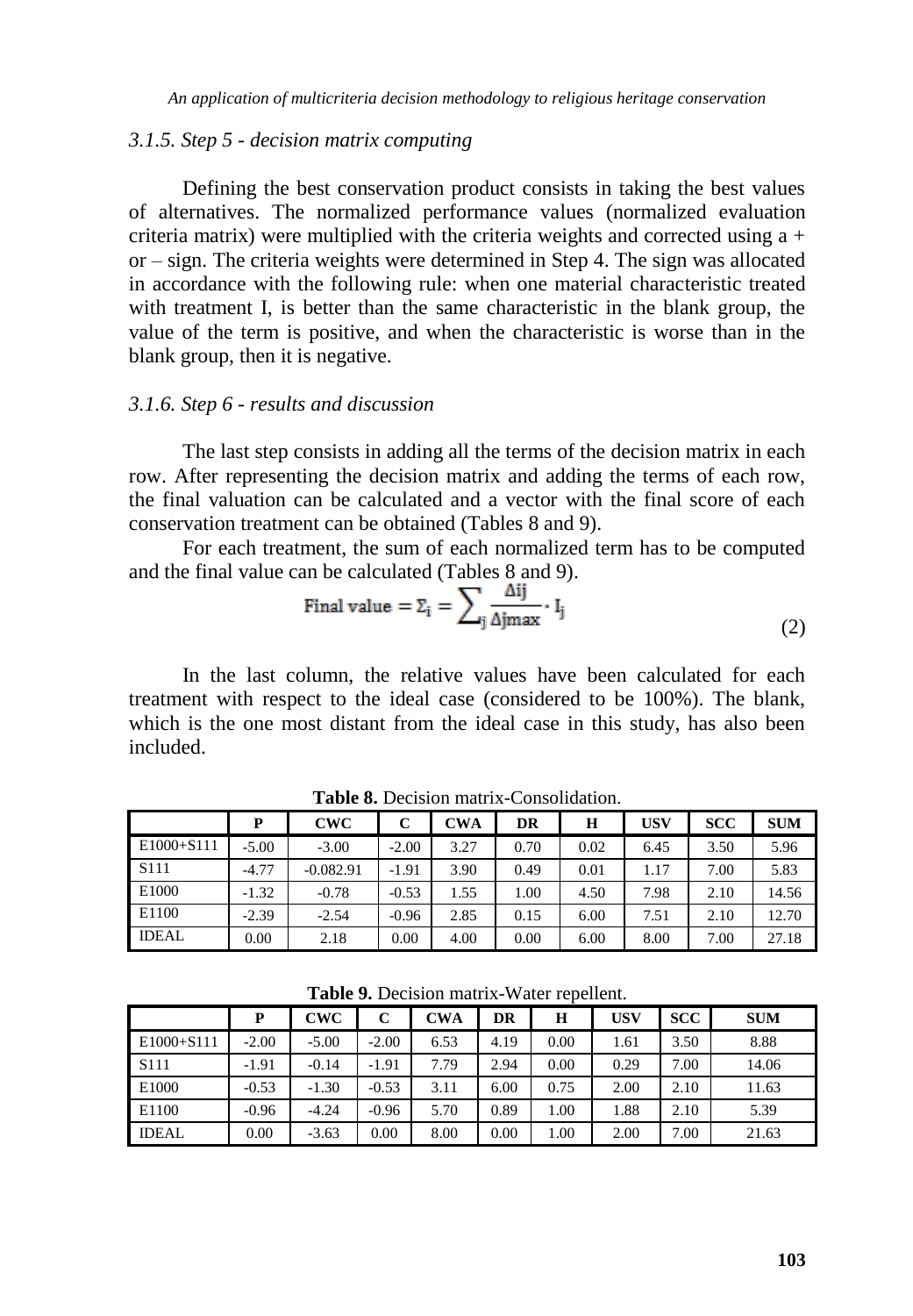### 3.1.5. Step 5 - *decision matrix computing*

Defining the best conservation product consists in taking the best values of alternatives. The normalized performance values (normalized evaluation criteria matrix) were multiplied with the criteria weights and corrected using a + or – sign. The criteria weights were determined in Step 4. The sign was allocated in accordance with the following rule: when one material characteristic treated with treatment I, is better than the same characteristic in the blank group, the value of the term is positive, and when the characteristic is worse than in the blank group, then it is negative.

### 3.1.6. Step 6 - *results and discussion*

The last step consists in adding all the terms of the decision matrix in each row. After representing the decision matrix and adding the terms of each row, the final valuation can be calculated and a vector with the final score of each conservation treatment can be obtained (Tables 8 and 9).

For each treatment, the sum of each normalized term has to be computed and the final value can be calculated (Tables 8 and 9).

$$\text{Final value} = \Sigma_i = \sum_j \frac{\Delta ij}{\Delta j\max} \cdot I_j \tag{2}$$

In the last column, the relative values have been calculated for each treatment with respect to the ideal case (considered to be 100%). The blank, which is the one most distant from the ideal case in this study, has also been included.

**Table 8.** Decision matrix-Consolidation.

| | P | CWC | C | CWA | DR | H | USV | SCC | SUM |
|---|---|---|---|---|---|---|---|---|---|
| E1000+S111 | -5.00 | -3.00 | -2.00 | 3.27 | 0.70 | 0.02 | 6.45 | 3.50 | 5.96 |
| S111 | -4.77 | -0.082.91 | -1.91 | 3.90 | 0.49 | 0.01 | 1.17 | 7.00 | 5.83 |
| E1000 | -1.32 | -0.78 | -0.53 | 1.55 | 1.00 | 4.50 | 7.98 | 2.10 | 14.56 |
| E1100 | -2.39 | -2.54 | -0.96 | 2.85 | 0.15 | 6.00 | 7.51 | 2.10 | 12.70 |
| IDEAL | 0.00 | 2.18 | 0.00 | 4.00 | 0.00 | 6.00 | 8.00 | 7.00 | 27.18 |

**Table 9.** Decision matrix-Water repellent.

| | P | CWC | C | CWA | DR | H | USV | SCC | SUM |
|---|---|---|---|---|---|---|---|---|---|
| E1000+S111 | -2.00 | -5.00 | -2.00 | 6.53 | 4.19 | 0.00 | 1.61 | 3.50 | 8.88 |
| S111 | -1.91 | -0.14 | -1.91 | 7.79 | 2.94 | 0.00 | 0.29 | 7.00 | 14.06 |
| E1000 | -0.53 | -1.30 | -0.53 | 3.11 | 6.00 | 0.75 | 2.00 | 2.10 | 11.63 |
| E1100 | -0.96 | -4.24 | -0.96 | 5.70 | 0.89 | 1.00 | 1.88 | 2.10 | 5.39 |
| IDEAL | 0.00 | -3.63 | 0.00 | 8.00 | 0.00 | 1.00 | 2.00 | 7.00 | 21.63 |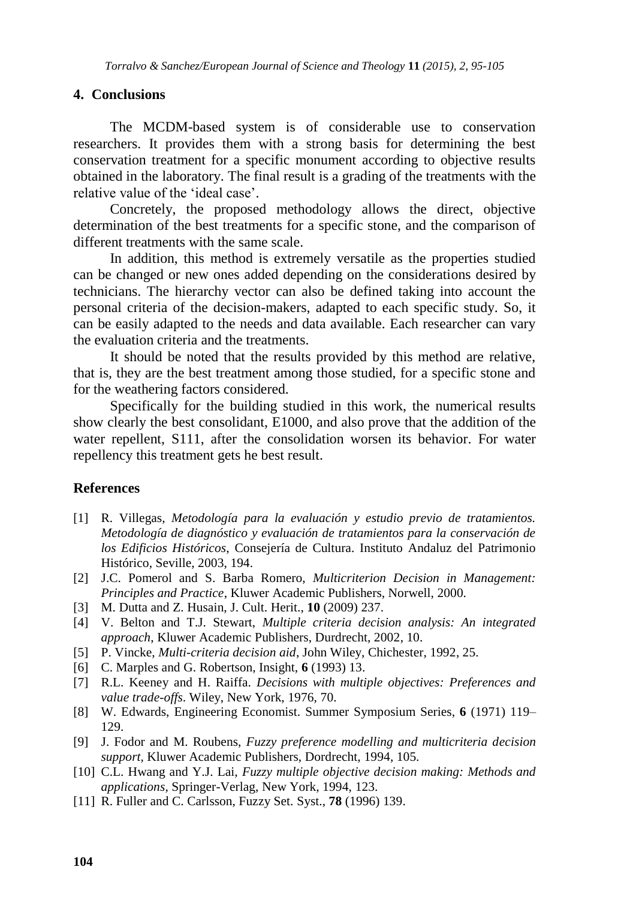## 4. Conclusions

The MCDM-based system is of considerable use to conservation researchers. It provides them with a strong basis for determining the best conservation treatment for a specific monument according to objective results obtained in the laboratory. The final result is a grading of the treatments with the relative value of the 'ideal case'.

Concretely, the proposed methodology allows the direct, objective determination of the best treatments for a specific stone, and the comparison of different treatments with the same scale.

In addition, this method is extremely versatile as the properties studied can be changed or new ones added depending on the considerations desired by technicians. The hierarchy vector can also be defined taking into account the personal criteria of the decision-makers, adapted to each specific study. So, it can be easily adapted to the needs and data available. Each researcher can vary the evaluation criteria and the treatments.

It should be noted that the results provided by this method are relative, that is, they are the best treatment among those studied, for a specific stone and for the weathering factors considered.

Specifically for the building studied in this work, the numerical results show clearly the best consolidant, E1000, and also prove that the addition of the water repellent, S111, after the consolidation worsen its behavior. For water repellency this treatment gets he best result.

## References

[1] R. Villegas, *Metodología para la evaluación y estudio previo de tratamientos. Metodología de diagnóstico y evaluación de tratamientos para la conservación de los Edificios Históricos*, Consejería de Cultura. Instituto Andaluz del Patrimonio Histórico, Seville, 2003, 194.

[2] J.C. Pomerol and S. Barba Romero, *Multicriterion Decision in Management: Principles and Practice*, Kluwer Academic Publishers, Norwell, 2000.

[3] M. Dutta and Z. Husain, J. Cult. Herit., **10** (2009) 237.

[4] V. Belton and T.J. Stewart, *Multiple criteria decision analysis: An integrated approach*, Kluwer Academic Publishers, Durdrecht, 2002, 10.

[5] P. Vincke, *Multi-criteria decision aid*, John Wiley, Chichester, 1992, 25.

[6] C. Marples and G. Robertson, Insight, **6** (1993) 13.

[7] R.L. Keeney and H. Raiffa. *Decisions with multiple objectives: Preferences and value trade-offs*. Wiley, New York, 1976, 70.

[8] W. Edwards, Engineering Economist. Summer Symposium Series, **6** (1971) 119–129.

[9] J. Fodor and M. Roubens, *Fuzzy preference modelling and multicriteria decision support*, Kluwer Academic Publishers, Dordrecht, 1994, 105.

[10] C.L. Hwang and Y.J. Lai, *Fuzzy multiple objective decision making: Methods and applications*, Springer-Verlag, New York, 1994, 123.

[11] R. Fuller and C. Carlsson, Fuzzy Set. Syst., **78** (1996) 139.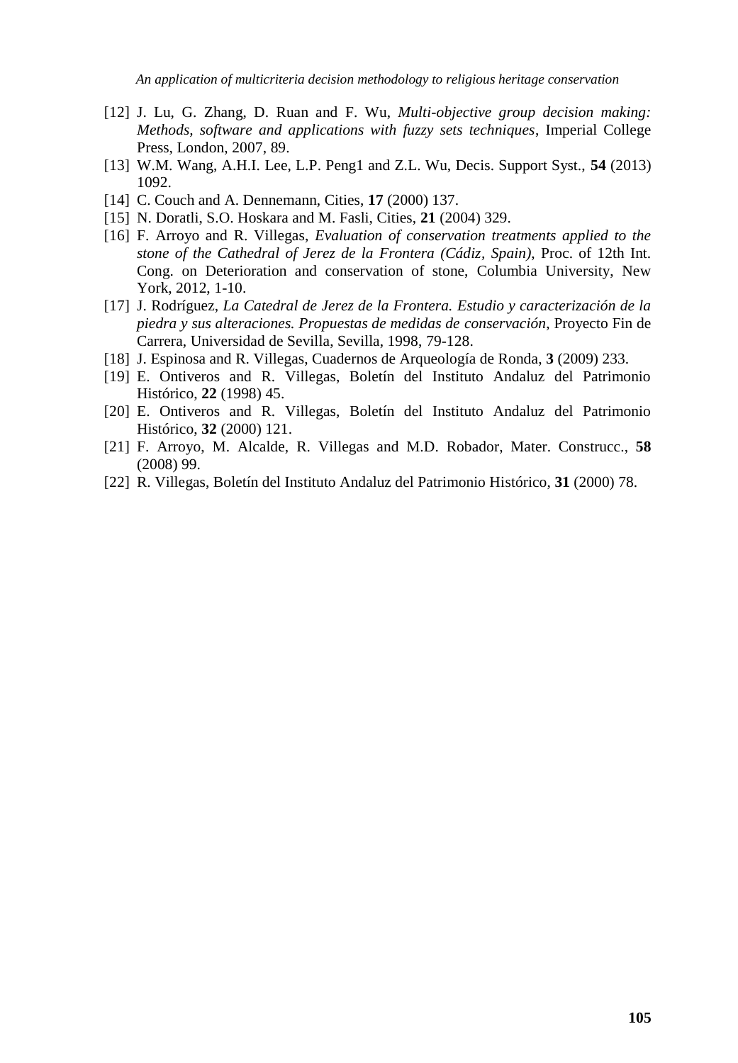[12] J. Lu, G. Zhang, D. Ruan and F. Wu, *Multi-objective group decision making: Methods, software and applications with fuzzy sets techniques*, Imperial College Press, London, 2007, 89.

[13] W.M. Wang, A.H.I. Lee, L.P. Peng1 and Z.L. Wu, Decis. Support Syst., **54** (2013) 1092.

[14] C. Couch and A. Dennemann, Cities, **17** (2000) 137.

[15] N. Doratli, S.O. Hoskara and M. Fasli, Cities, **21** (2004) 329.

[16] F. Arroyo and R. Villegas, *Evaluation of conservation treatments applied to the stone of the Cathedral of Jerez de la Frontera (Cádiz, Spain)*, Proc. of 12th Int. Cong. on Deterioration and conservation of stone, Columbia University, New York, 2012, 1-10.

[17] J. Rodríguez, *La Catedral de Jerez de la Frontera. Estudio y caracterización de la piedra y sus alteraciones. Propuestas de medidas de conservación*, Proyecto Fin de Carrera, Universidad de Sevilla, Sevilla, 1998, 79-128.

[18] J. Espinosa and R. Villegas, Cuadernos de Arqueología de Ronda, **3** (2009) 233.

[19] E. Ontiveros and R. Villegas, Boletín del Instituto Andaluz del Patrimonio Histórico, **22** (1998) 45.

[20] E. Ontiveros and R. Villegas, Boletín del Instituto Andaluz del Patrimonio Histórico, **32** (2000) 121.

[21] F. Arroyo, M. Alcalde, R. Villegas and M.D. Robador, Mater. Construcc., **58** (2008) 99.

[22] R. Villegas, Boletín del Instituto Andaluz del Patrimonio Histórico, **31** (2000) 78.